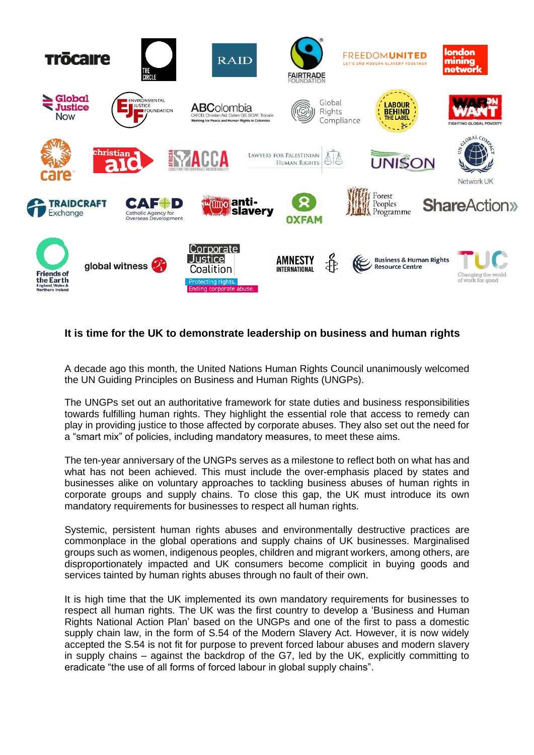## It is time for the UK to demonstrate leadership on business and human rights

A decade ago this month, the United Nations Human Rights Council unanimously welcomed the UN Guiding Principles on Business and Human Rights (UNGPs).

The UNGPs set out an authoritative framework for state duties and business responsibilities towards fulfilling human rights. They highlight the essential role that access to remedy can play in providing justice to those affected by corporate abuses. They also set out the need for a "smart mix" of policies, including mandatory measures, to meet these aims.

The ten-year anniversary of the UNGPs serves as a milestone to reflect both on what has and what has not been achieved. This must include the over-emphasis placed by states and businesses alike on voluntary approaches to tackling business abuses of human rights in corporate groups and supply chains. To close this gap, the UK must introduce its own mandatory requirements for businesses to respect all human rights.

Systemic, persistent human rights abuses and environmentally destructive practices are commonplace in the global operations and supply chains of UK businesses. Marginalised groups such as women, indigenous peoples, children and migrant workers, among others, are disproportionately impacted and UK consumers become complicit in buying goods and services tainted by human rights abuses through no fault of their own.

It is high time that the UK implemented its own mandatory requirements for businesses to respect all human rights. The UK was the first country to develop a 'Business and Human Rights National Action Plan' based on the UNGPs and one of the first to pass a domestic supply chain law, in the form of S.54 of the Modern Slavery Act. However, it is now widely accepted the S.54 is not fit for purpose to prevent forced labour abuses and modern slavery in supply chains – against the backdrop of the G7, led by the UK, explicitly committing to eradicate "the use of all forms of forced labour in global supply chains".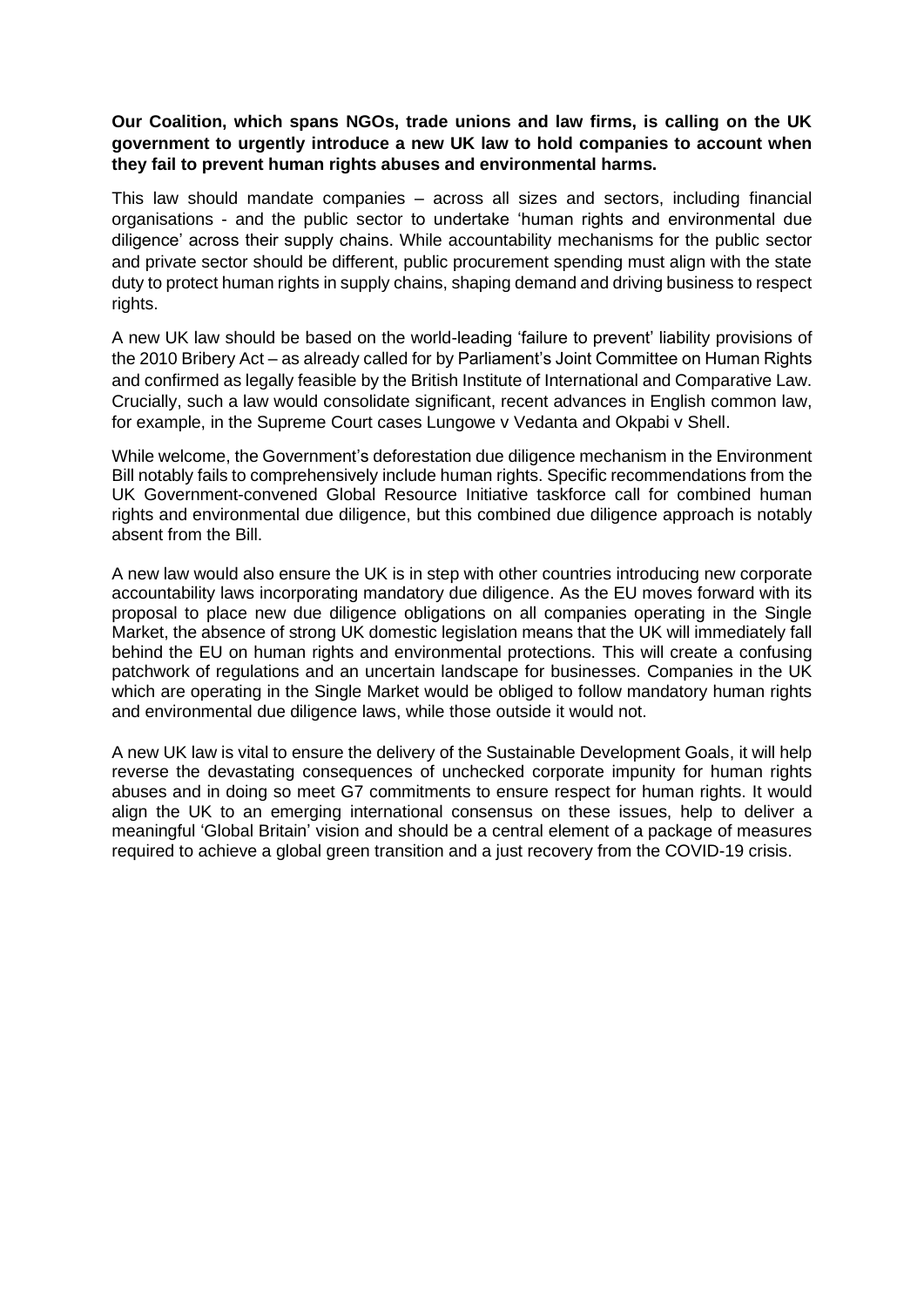**Our Coalition, which spans NGOs, trade unions and law firms, is calling on the UK government to urgently introduce a new UK law to hold companies to account when they fail to prevent human rights abuses and environmental harms.**

This law should mandate companies – across all sizes and sectors, including financial organisations - and the public sector to undertake 'human rights and environmental due diligence' across their supply chains. While accountability mechanisms for the public sector and private sector should be different, public procurement spending must align with the state duty to protect human rights in supply chains, shaping demand and driving business to respect rights.

A new UK law should be based on the world-leading 'failure to prevent' liability provisions of the 2010 Bribery Act – as already called for by Parliament's Joint Committee on Human Rights and confirmed as legally feasible by the British Institute of International and Comparative Law. Crucially, such a law would consolidate significant, recent advances in English common law, for example, in the Supreme Court cases Lungowe v Vedanta and Okpabi v Shell.

While welcome, the Government's deforestation due diligence mechanism in the Environment Bill notably fails to comprehensively include human rights. Specific recommendations from the UK Government-convened Global Resource Initiative taskforce call for combined human rights and environmental due diligence, but this combined due diligence approach is notably absent from the Bill.

A new law would also ensure the UK is in step with other countries introducing new corporate accountability laws incorporating mandatory due diligence. As the EU moves forward with its proposal to place new due diligence obligations on all companies operating in the Single Market, the absence of strong UK domestic legislation means that the UK will immediately fall behind the EU on human rights and environmental protections. This will create a confusing patchwork of regulations and an uncertain landscape for businesses. Companies in the UK which are operating in the Single Market would be obliged to follow mandatory human rights and environmental due diligence laws, while those outside it would not.

A new UK law is vital to ensure the delivery of the Sustainable Development Goals, it will help reverse the devastating consequences of unchecked corporate impunity for human rights abuses and in doing so meet G7 commitments to ensure respect for human rights. It would align the UK to an emerging international consensus on these issues, help to deliver a meaningful 'Global Britain' vision and should be a central element of a package of measures required to achieve a global green transition and a just recovery from the COVID-19 crisis.